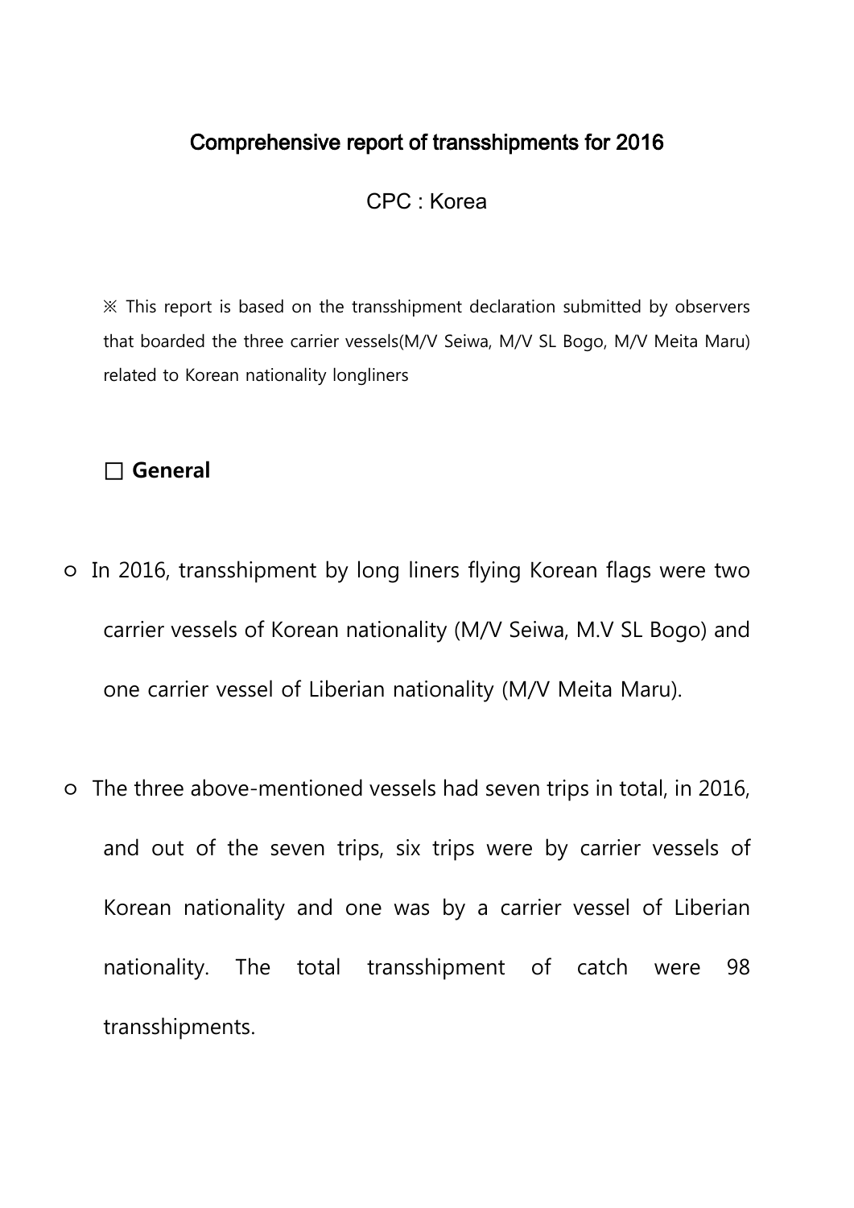# Comprehensive report of transshipments for 2016

CPC : Korea

※ This report is based on the transshipment declaration submitted by observers that boarded the three carrier vessels(M/V Seiwa, M/V SL Bogo, M/V Meita Maru) related to Korean nationality longliners

## □ General

○ In 2016, transshipment by long liners flying Korean flags were two carrier vessels of Korean nationality (M/V Seiwa, M.V SL Bogo) and one carrier vessel of Liberian nationality (M/V Meita Maru).

○ The three above-mentioned vessels had seven trips in total, in 2016, and out of the seven trips, six trips were by carrier vessels of Korean nationality and one was by a carrier vessel of Liberian nationality. The total transshipment of catch were 98 transshipments.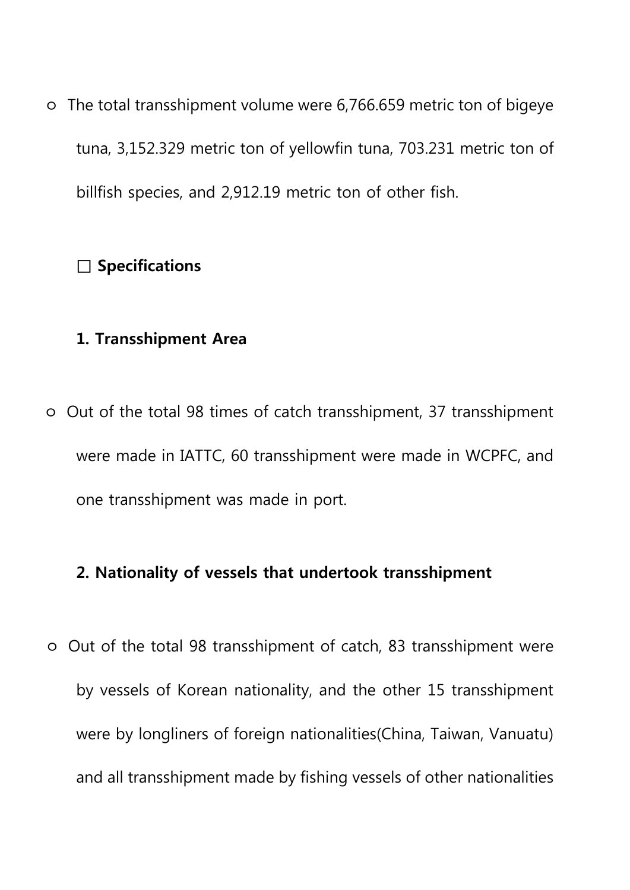○ The total transshipment volume were 6,766.659 metric ton of bigeye tuna, 3,152.329 metric ton of yellowfin tuna, 703.231 metric ton of billfish species, and 2,912.19 metric ton of other fish.

□ **Specifications**

**1. Transshipment Area**

○ Out of the total 98 times of catch transshipment, 37 transshipment were made in IATTC, 60 transshipment were made in WCPFC, and one transshipment was made in port.

**2. Nationality of vessels that undertook transshipment**

○ Out of the total 98 transshipment of catch, 83 transshipment were by vessels of Korean nationality, and the other 15 transshipment were by longliners of foreign nationalities(China, Taiwan, Vanuatu) and all transshipment made by fishing vessels of other nationalities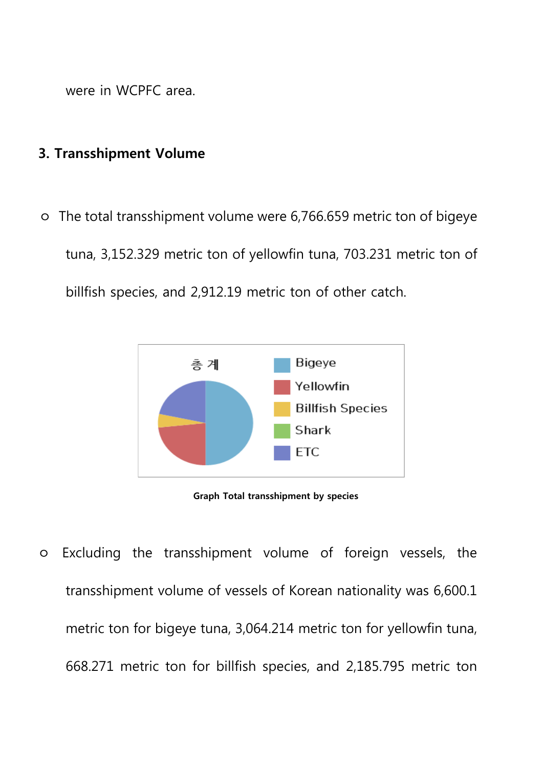were in WCPFC area.

## 3. Transshipment Volume

- The total transshipment volume were 6,766.659 metric ton of bigeye tuna, 3,152.329 metric ton of yellowfin tuna, 703.231 metric ton of billfish species, and 2,912.19 metric ton of other catch.

**Graph Total transshipment by species**

- Excluding the transshipment volume of foreign vessels, the transshipment volume of vessels of Korean nationality was 6,600.1 metric ton for bigeye tuna, 3,064.214 metric ton for yellowfin tuna, 668.271 metric ton for billfish species, and 2,185.795 metric ton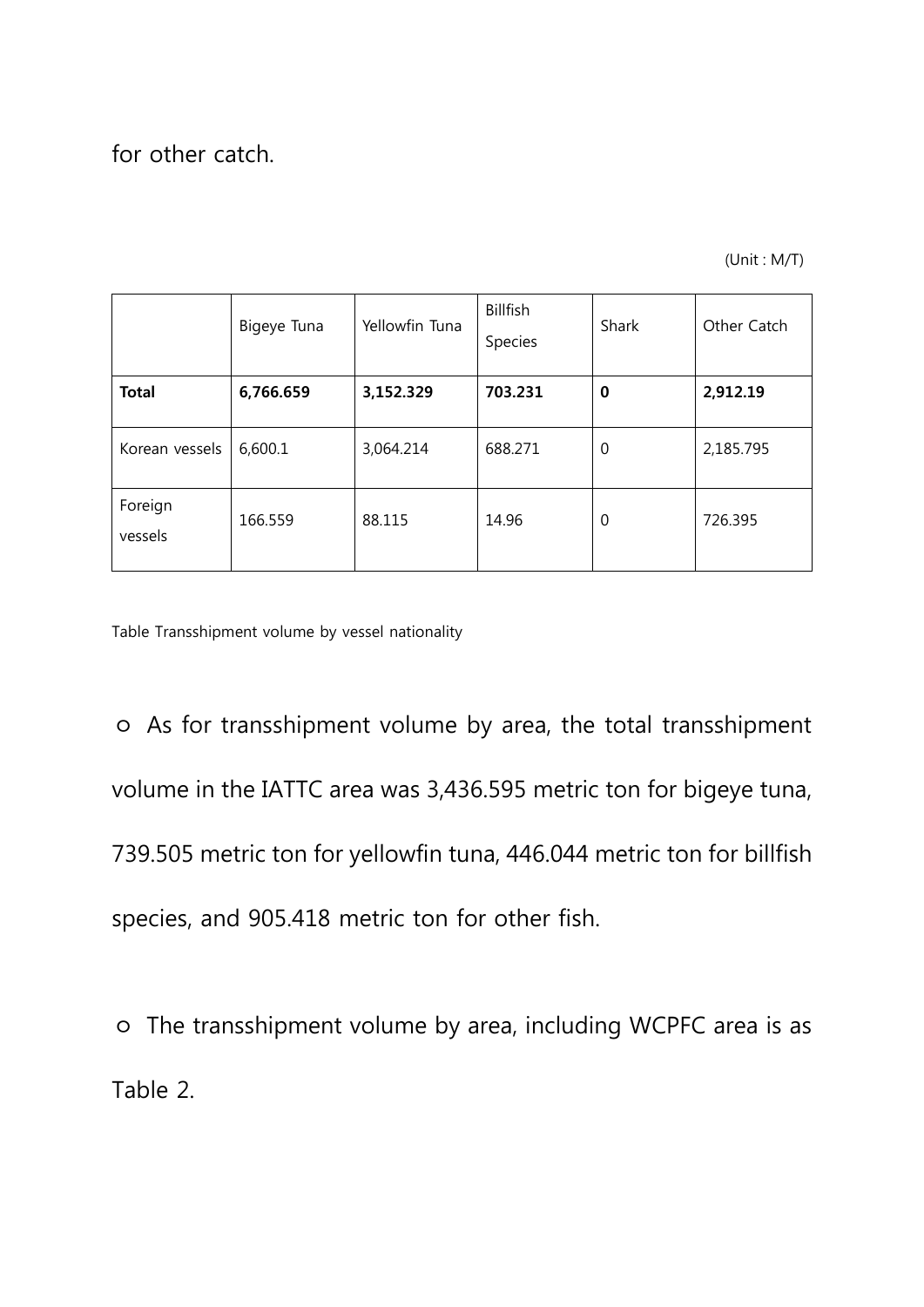for other catch.

(Unit : M/T)

| | Bigeye Tuna | Yellowfin Tuna | Billfish Species | Shark | Other Catch |
|---|---|---|---|---|---|
| **Total** | **6,766.659** | **3,152.329** | **703.231** | **0** | **2,912.19** |
| Korean vessels | 6,600.1 | 3,064.214 | 688.271 | 0 | 2,185.795 |
| Foreign vessels | 166.559 | 88.115 | 14.96 | 0 | 726.395 |

Table Transshipment volume by vessel nationality

○ As for transshipment volume by area, the total transshipment volume in the IATTC area was 3,436.595 metric ton for bigeye tuna, 739.505 metric ton for yellowfin tuna, 446.044 metric ton for billfish species, and 905.418 metric ton for other fish.

○ The transshipment volume by area, including WCPFC area is as Table 2.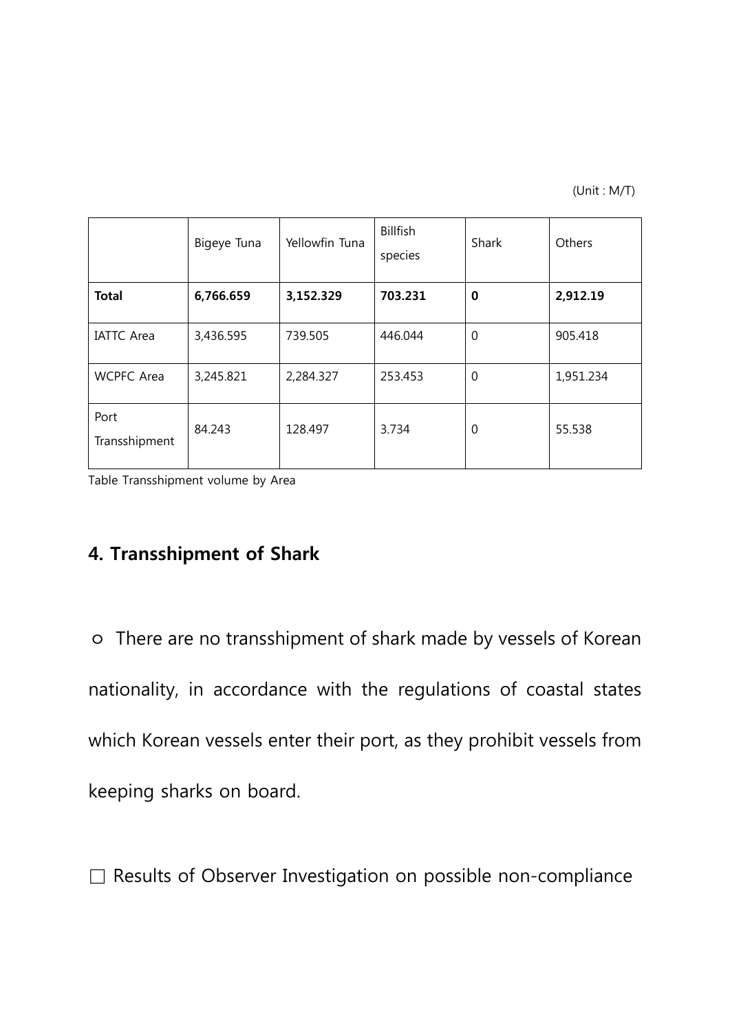(Unit : M/T)

| | Bigeye Tuna | Yellowfin Tuna | Billfish species | Shark | Others |
|---|---|---|---|---|---|
| **Total** | **6,766.659** | **3,152.329** | **703.231** | **0** | **2,912.19** |
| IATTC Area | 3,436.595 | 739.505 | 446.044 | 0 | 905.418 |
| WCPFC Area | 3,245.821 | 2,284.327 | 253.453 | 0 | 1,951.234 |
| Port Transshipment | 84.243 | 128.497 | 3.734 | 0 | 55.538 |

Table Transshipment volume by Area

## 4. Transshipment of Shark

○ There are no transshipment of shark made by vessels of Korean nationality, in accordance with the regulations of coastal states which Korean vessels enter their port, as they prohibit vessels from keeping sharks on board.

□ Results of Observer Investigation on possible non-compliance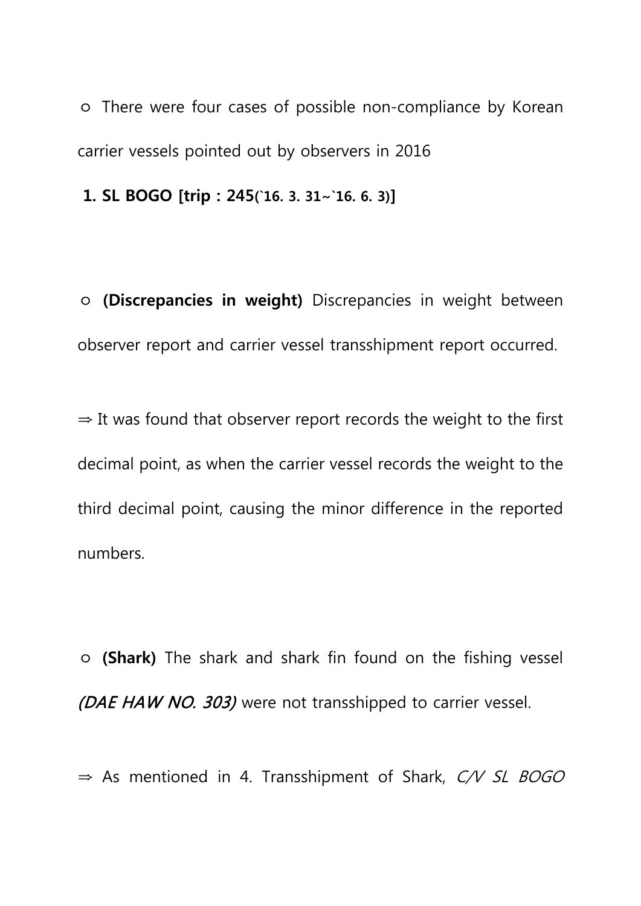○ There were four cases of possible non-compliance by Korean carrier vessels pointed out by observers in 2016

**1. SL BOGO [trip : 245(`16. 3. 31~`16. 6. 3)]**

○ **(Discrepancies in weight)** Discrepancies in weight between observer report and carrier vessel transshipment report occurred.

⇒ It was found that observer report records the weight to the first decimal point, as when the carrier vessel records the weight to the third decimal point, causing the minor difference in the reported numbers.

○ **(Shark)** The shark and shark fin found on the fishing vessel *(DAE HAW NO. 303)* were not transshipped to carrier vessel.

⇒ As mentioned in 4. Transshipment of Shark, *C/V SL BOGO*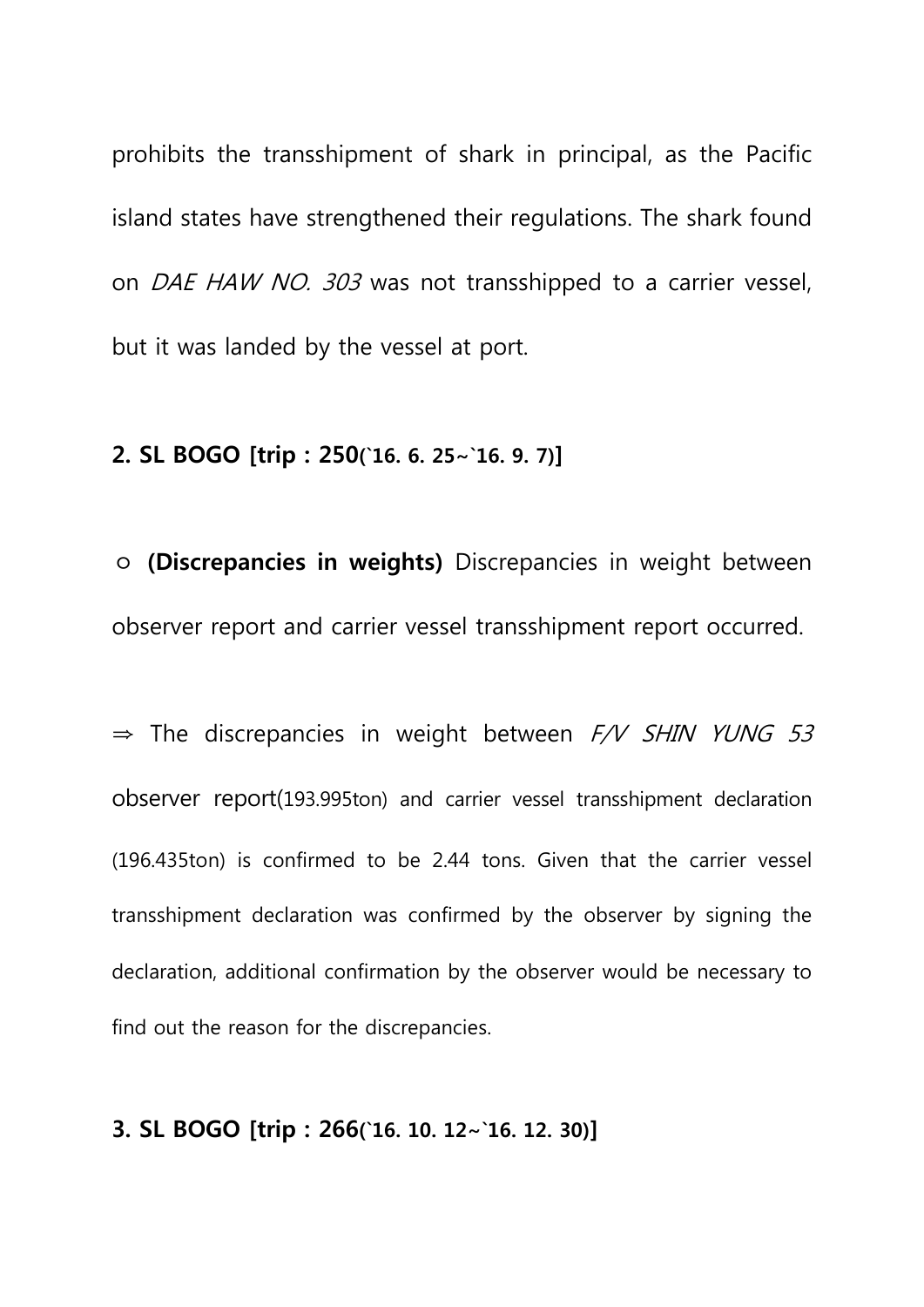prohibits the transshipment of shark in principal, as the Pacific island states have strengthened their regulations. The shark found on *DAE HAW NO. 303* was not transshipped to a carrier vessel, but it was landed by the vessel at port.

**2. SL BOGO [trip : 250(`16. 6. 25~`16. 9. 7)]**

○ **(Discrepancies in weights)** Discrepancies in weight between observer report and carrier vessel transshipment report occurred.

⇒ The discrepancies in weight between *F/V SHIN YUNG 53* observer report(193.995ton) and carrier vessel transshipment declaration (196.435ton) is confirmed to be 2.44 tons. Given that the carrier vessel transshipment declaration was confirmed by the observer by signing the declaration, additional confirmation by the observer would be necessary to find out the reason for the discrepancies.

**3. SL BOGO [trip : 266(`16. 10. 12~`16. 12. 30)]**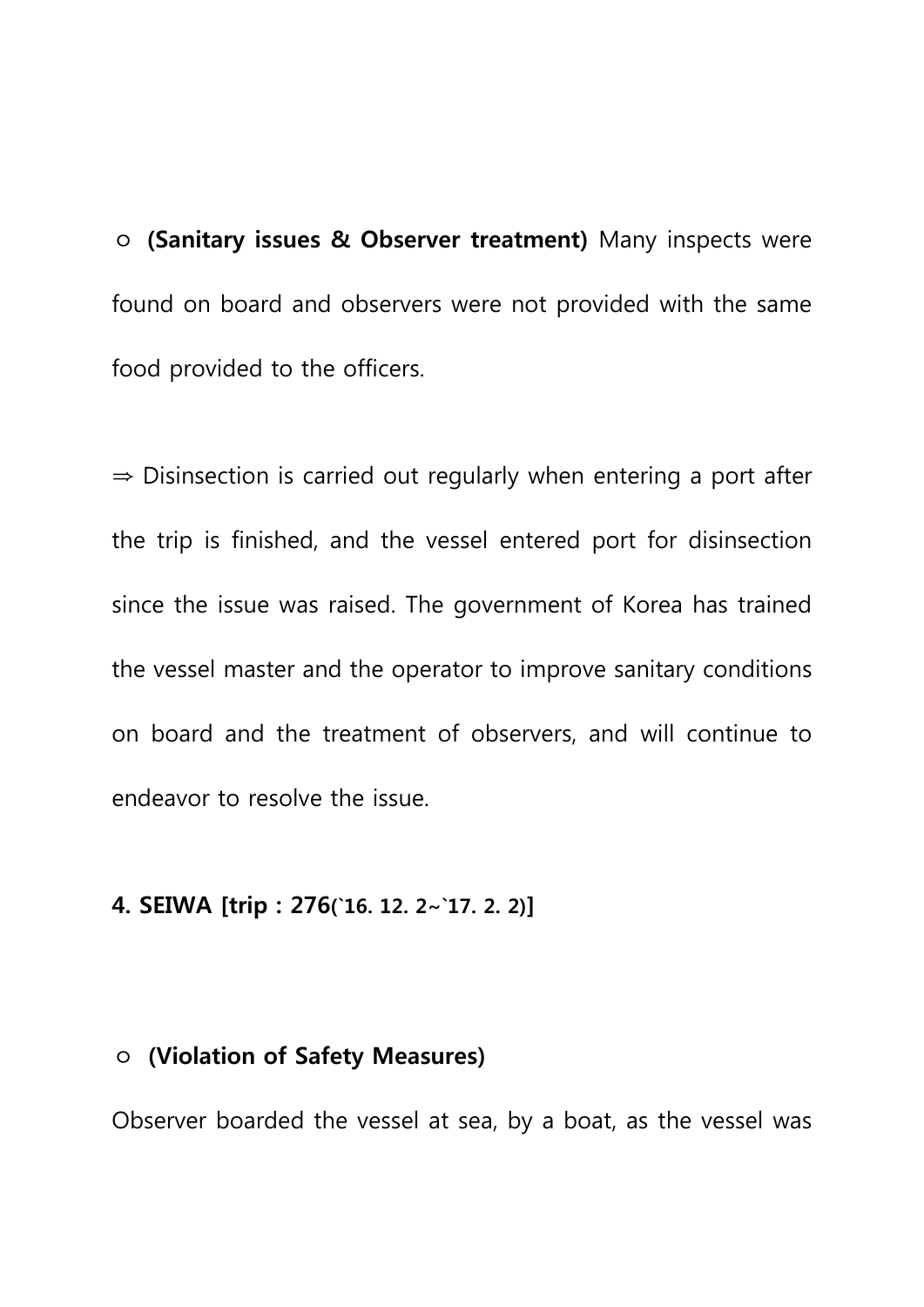○ **(Sanitary issues & Observer treatment)** Many inspects were found on board and observers were not provided with the same food provided to the officers.

⇒ Disinsection is carried out regularly when entering a port after the trip is finished, and the vessel entered port for disinsection since the issue was raised. The government of Korea has trained the vessel master and the operator to improve sanitary conditions on board and the treatment of observers, and will continue to endeavor to resolve the issue.

**4. SEIWA [trip : 276(`16. 12. 2~`17. 2. 2)]**

○ **(Violation of Safety Measures)**

Observer boarded the vessel at sea, by a boat, as the vessel was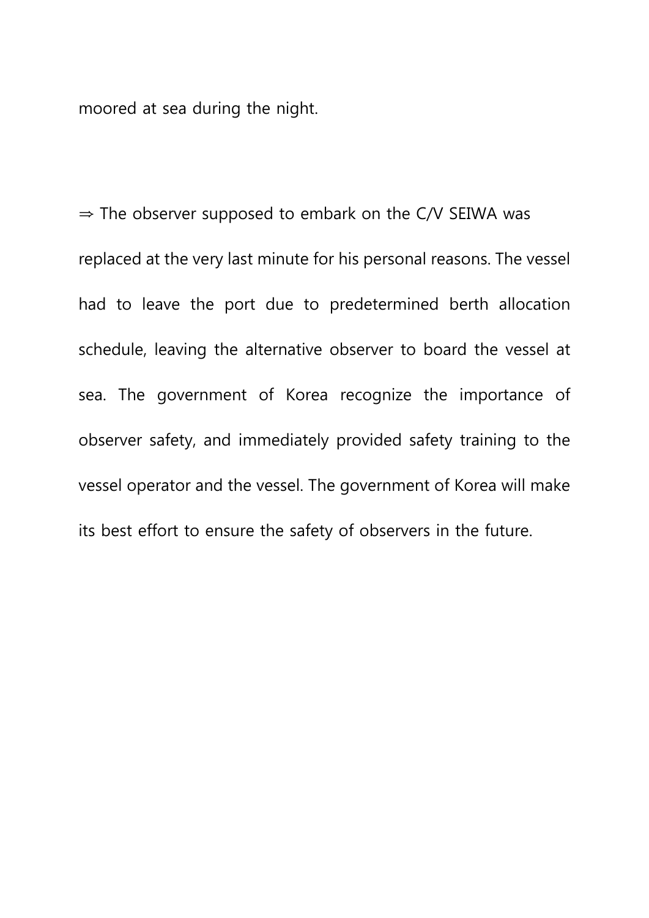moored at sea during the night.

⇒ The observer supposed to embark on the C/V SEIWA was replaced at the very last minute for his personal reasons. The vessel had to leave the port due to predetermined berth allocation schedule, leaving the alternative observer to board the vessel at sea. The government of Korea recognize the importance of observer safety, and immediately provided safety training to the vessel operator and the vessel. The government of Korea will make its best effort to ensure the safety of observers in the future.